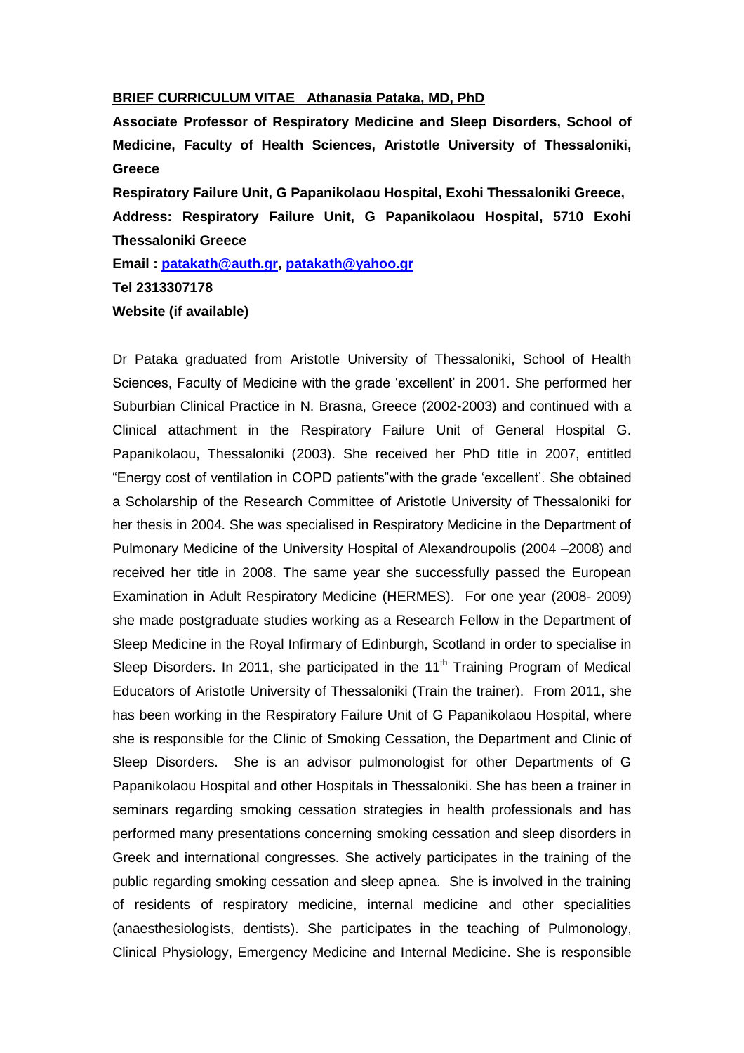**BRIEF CURRICULUM VITAE Athanasia Pataka, MD, PhD**

**Associate Professor of Respiratory Medicine and Sleep Disorders, School of Medicine, Faculty of Health Sciences, Aristotle University of Thessaloniki, Greece**

**Respiratory Failure Unit, G Papanikolaou Hospital, Exohi Thessaloniki Greece,**

**Address: Respiratory Failure Unit, G Papanikolaou Hospital, 5710 Exohi Thessaloniki Greece**

**Email : patakath@auth.gr, patakath@yahoo.gr**

**Tel 2313307178**

**Website (if available)**

Dr Pataka graduated from Aristotle University of Thessaloniki, School of Health Sciences, Faculty of Medicine with the grade 'excellent' in 2001. She performed her Suburbian Clinical Practice in N. Brasna, Greece (2002-2003) and continued with a Clinical attachment in the Respiratory Failure Unit of General Hospital G. Papanikolaou, Thessaloniki (2003). She received her PhD title in 2007, entitled "Energy cost of ventilation in COPD patients"with the grade 'excellent'. She obtained a Scholarship of the Research Committee of Aristotle University of Thessaloniki for her thesis in 2004. She was specialised in Respiratory Medicine in the Department of Pulmonary Medicine of the University Hospital of Alexandroupolis (2004 –2008) and received her title in 2008. The same year she successfully passed the European Examination in Adult Respiratory Medicine (HERMES). For one year (2008- 2009) she made postgraduate studies working as a Research Fellow in the Department of Sleep Medicine in the Royal Infirmary of Edinburgh, Scotland in order to specialise in Sleep Disorders. In 2011, she participated in the 11th Training Program of Medical Educators of Aristotle University of Thessaloniki (Train the trainer). From 2011, she has been working in the Respiratory Failure Unit of G Papanikolaou Hospital, where she is responsible for the Clinic of Smoking Cessation, the Department and Clinic of Sleep Disorders. She is an advisor pulmonologist for other Departments of G Papanikolaou Hospital and other Hospitals in Thessaloniki. She has been a trainer in seminars regarding smoking cessation strategies in health professionals and has performed many presentations concerning smoking cessation and sleep disorders in Greek and international congresses. She actively participates in the training of the public regarding smoking cessation and sleep apnea. She is involved in the training of residents of respiratory medicine, internal medicine and other specialities (anaesthesiologists, dentists). She participates in the teaching of Pulmonology, Clinical Physiology, Emergency Medicine and Internal Medicine. She is responsible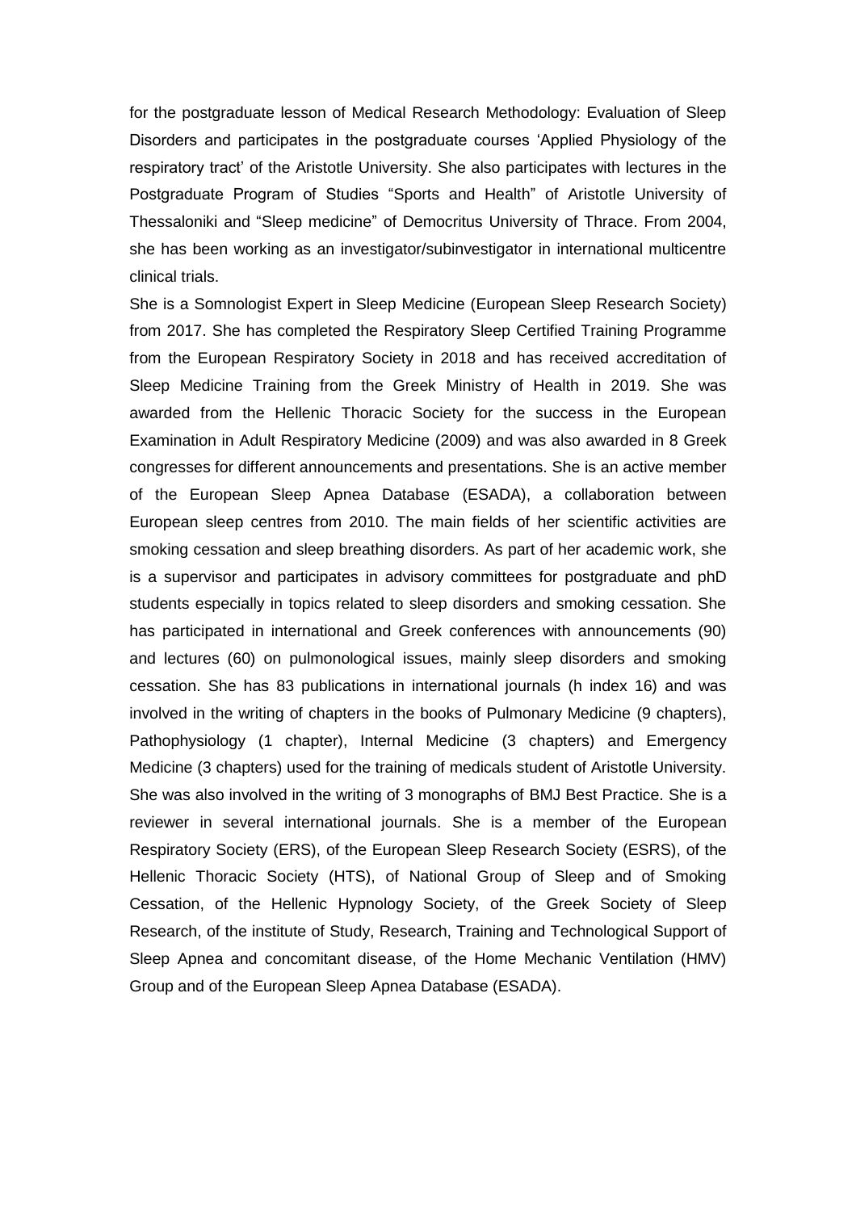for the postgraduate lesson of Medical Research Methodology: Evaluation of Sleep Disorders and participates in the postgraduate courses 'Applied Physiology of the respiratory tract' of the Aristotle University. She also participates with lectures in the Postgraduate Program of Studies "Sports and Health" of Aristotle University of Thessaloniki and "Sleep medicine" of Democritus University of Thrace. From 2004, she has been working as an investigator/subinvestigator in international multicentre clinical trials.

She is a Somnologist Expert in Sleep Medicine (European Sleep Research Society) from 2017. She has completed the Respiratory Sleep Certified Training Programme from the European Respiratory Society in 2018 and has received accreditation of Sleep Medicine Training from the Greek Ministry of Health in 2019. She was awarded from the Hellenic Thoracic Society for the success in the European Examination in Adult Respiratory Medicine (2009) and was also awarded in 8 Greek congresses for different announcements and presentations. She is an active member of the European Sleep Apnea Database (ESADA), a collaboration between European sleep centres from 2010. The main fields of her scientific activities are smoking cessation and sleep breathing disorders. As part of her academic work, she is a supervisor and participates in advisory committees for postgraduate and phD students especially in topics related to sleep disorders and smoking cessation. She has participated in international and Greek conferences with announcements (90) and lectures (60) on pulmonological issues, mainly sleep disorders and smoking cessation. She has 83 publications in international journals (h index 16) and was involved in the writing of chapters in the books of Pulmonary Medicine (9 chapters), Pathophysiology (1 chapter), Internal Medicine (3 chapters) and Emergency Medicine (3 chapters) used for the training of medicals student of Aristotle University. She was also involved in the writing of 3 monographs of BMJ Best Practice. She is a reviewer in several international journals. She is a member of the European Respiratory Society (ERS), of the European Sleep Research Society (ESRS), of the Hellenic Thoracic Society (HTS), of National Group of Sleep and of Smoking Cessation, of the Hellenic Hypnology Society, of the Greek Society of Sleep Research, of the institute of Study, Research, Training and Technological Support of Sleep Apnea and concomitant disease, of the Home Mechanic Ventilation (HMV) Group and of the European Sleep Apnea Database (ESADA).